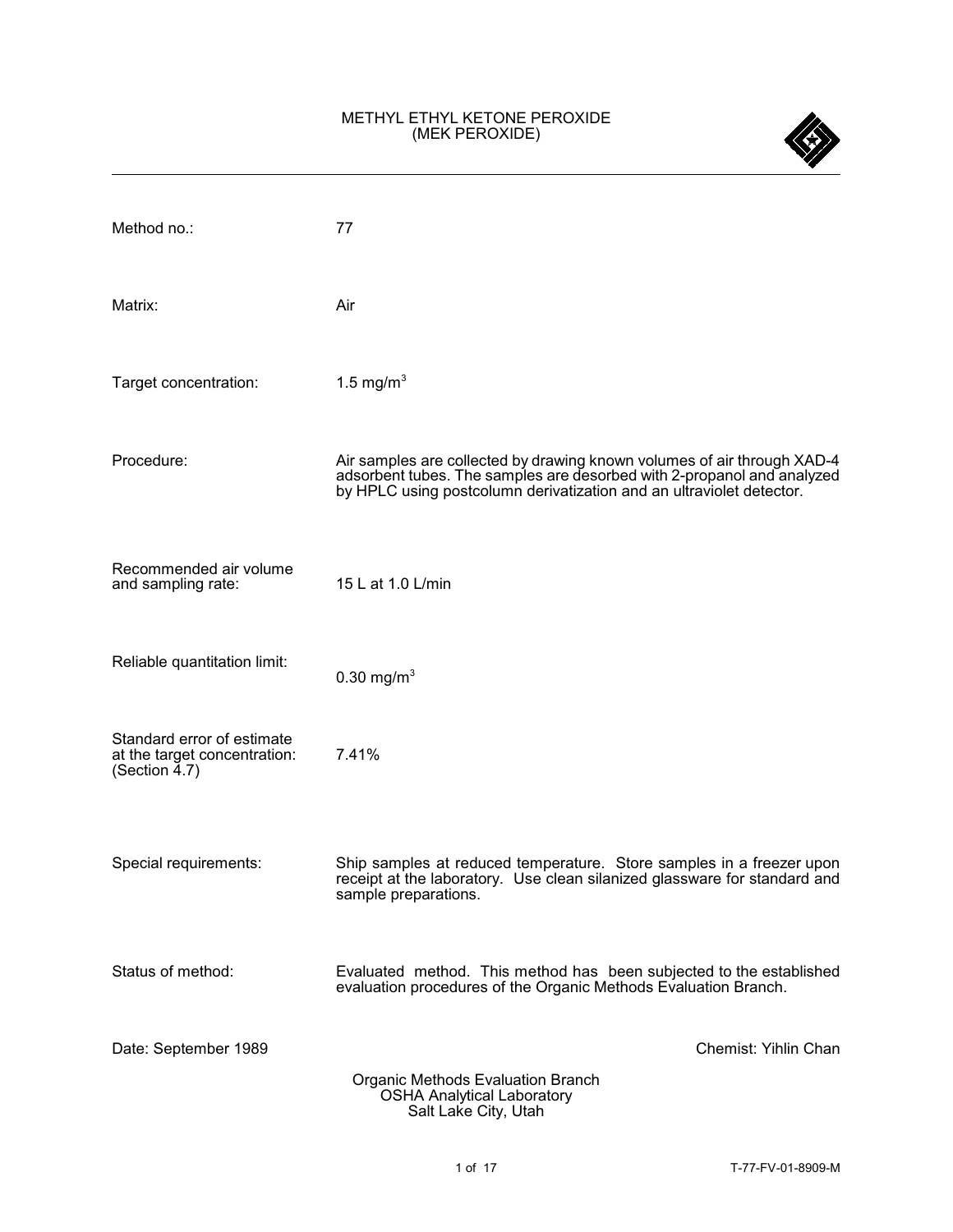# METHYL ETHYL KETONE PEROXIDE
# (MEK PEROXIDE)

| | |
|---|---|
| Method no.: | 77 |
| Matrix: | Air |
| Target concentration: | 1.5 mg/m$^3$ |
| Procedure: | Air samples are collected by drawing known volumes of air through XAD-4 adsorbent tubes. The samples are desorbed with 2-propanol and analyzed by HPLC using postcolumn derivatization and an ultraviolet detector. |
| Recommended air volume and sampling rate: | 15 L at 1.0 L/min |
| Reliable quantitation limit: | 0.30 mg/m$^3$ |
| Standard error of estimate at the target concentration: (Section 4.7) | 7.41% |
| Special requirements: | Ship samples at reduced temperature. Store samples in a freezer upon receipt at the laboratory. Use clean silanized glassware for standard and sample preparations. |
| Status of method: | Evaluated method. This method has been subjected to the established evaluation procedures of the Organic Methods Evaluation Branch. |

Date: September 1989

Chemist: Yihlin Chan

Organic Methods Evaluation Branch
OSHA Analytical Laboratory
Salt Lake City, Utah

T-77-FV-01-8909-M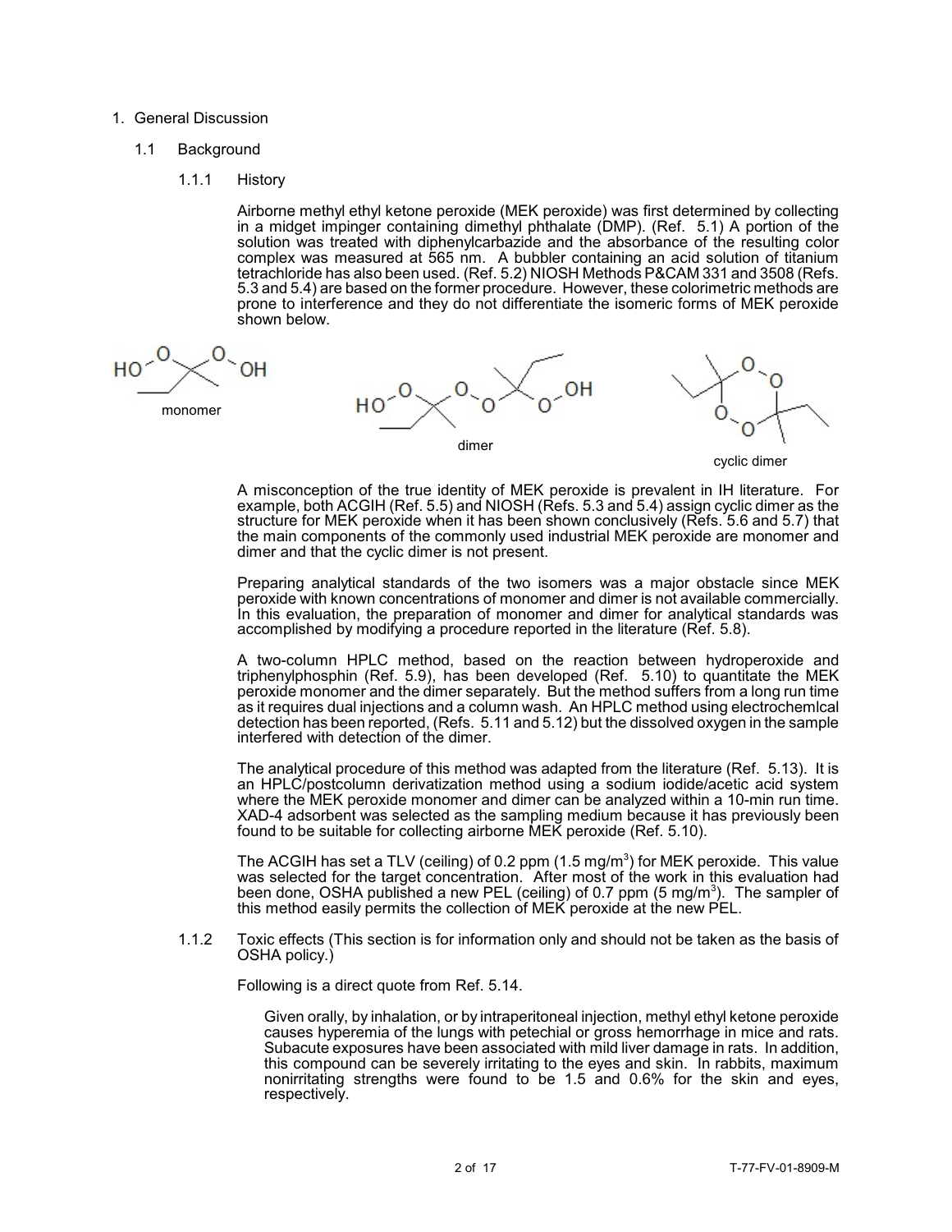1. General Discussion

   1.1 Background

      1.1.1 History

Airborne methyl ethyl ketone peroxide (MEK peroxide) was first determined by collecting in a midget impinger containing dimethyl phthalate (DMP). (Ref. 5.1) A portion of the solution was treated with diphenylcarbazide and the absorbance of the resulting color complex was measured at 565 nm. A bubbler containing an acid solution of titanium tetrachloride has also been used. (Ref. 5.2) NIOSH Methods P&CAM 331 and 3508 (Refs. 5.3 and 5.4) are based on the former procedure. However, these colorimetric methods are prone to interference and they do not differentiate the isomeric forms of MEK peroxide shown below.

monomer

dimer

cyclic dimer

A misconception of the true identity of MEK peroxide is prevalent in IH literature. For example, both ACGIH (Ref. 5.5) and NIOSH (Refs. 5.3 and 5.4) assign cyclic dimer as the structure for MEK peroxide when it has been shown conclusively (Refs. 5.6 and 5.7) that the main components of the commonly used industrial MEK peroxide are monomer and dimer and that the cyclic dimer is not present.

Preparing analytical standards of the two isomers was a major obstacle since MEK peroxide with known concentrations of monomer and dimer is not available commercially. In this evaluation, the preparation of monomer and dimer for analytical standards was accomplished by modifying a procedure reported in the literature (Ref. 5.8).

A two-column HPLC method, based on the reaction between hydroperoxide and triphenylphosphin (Ref. 5.9), has been developed (Ref. 5.10) to quantitate the MEK peroxide monomer and the dimer separately. But the method suffers from a long run time as it requires dual injections and a column wash. An HPLC method using electrochemlcal detection has been reported, (Refs. 5.11 and 5.12) but the dissolved oxygen in the sample interfered with detection of the dimer.

The analytical procedure of this method was adapted from the literature (Ref. 5.13). It is an HPLC/postcolumn derivatization method using a sodium iodide/acetic acid system where the MEK peroxide monomer and dimer can be analyzed within a 10-min run time. XAD-4 adsorbent was selected as the sampling medium because it has previously been found to be suitable for collecting airborne MEK peroxide (Ref. 5.10).

The ACGIH has set a TLV (ceiling) of 0.2 ppm (1.5 mg/m$^3$) for MEK peroxide. This value was selected for the target concentration. After most of the work in this evaluation had been done, OSHA published a new PEL (ceiling) of 0.7 ppm (5 mg/m$^3$). The sampler of this method easily permits the collection of MEK peroxide at the new PEL.

      1.1.2 Toxic effects (This section is for information only and should not be taken as the basis of OSHA policy.)

Following is a direct quote from Ref. 5.14.

> Given orally, by inhalation, or by intraperitoneal injection, methyl ethyl ketone peroxide causes hyperemia of the lungs with petechial or gross hemorrhage in mice and rats. Subacute exposures have been associated with mild liver damage in rats. In addition, this compound can be severely irritating to the eyes and skin. In rabbits, maximum nonirritating strengths were found to be 1.5 and 0.6% for the skin and eyes, respectively.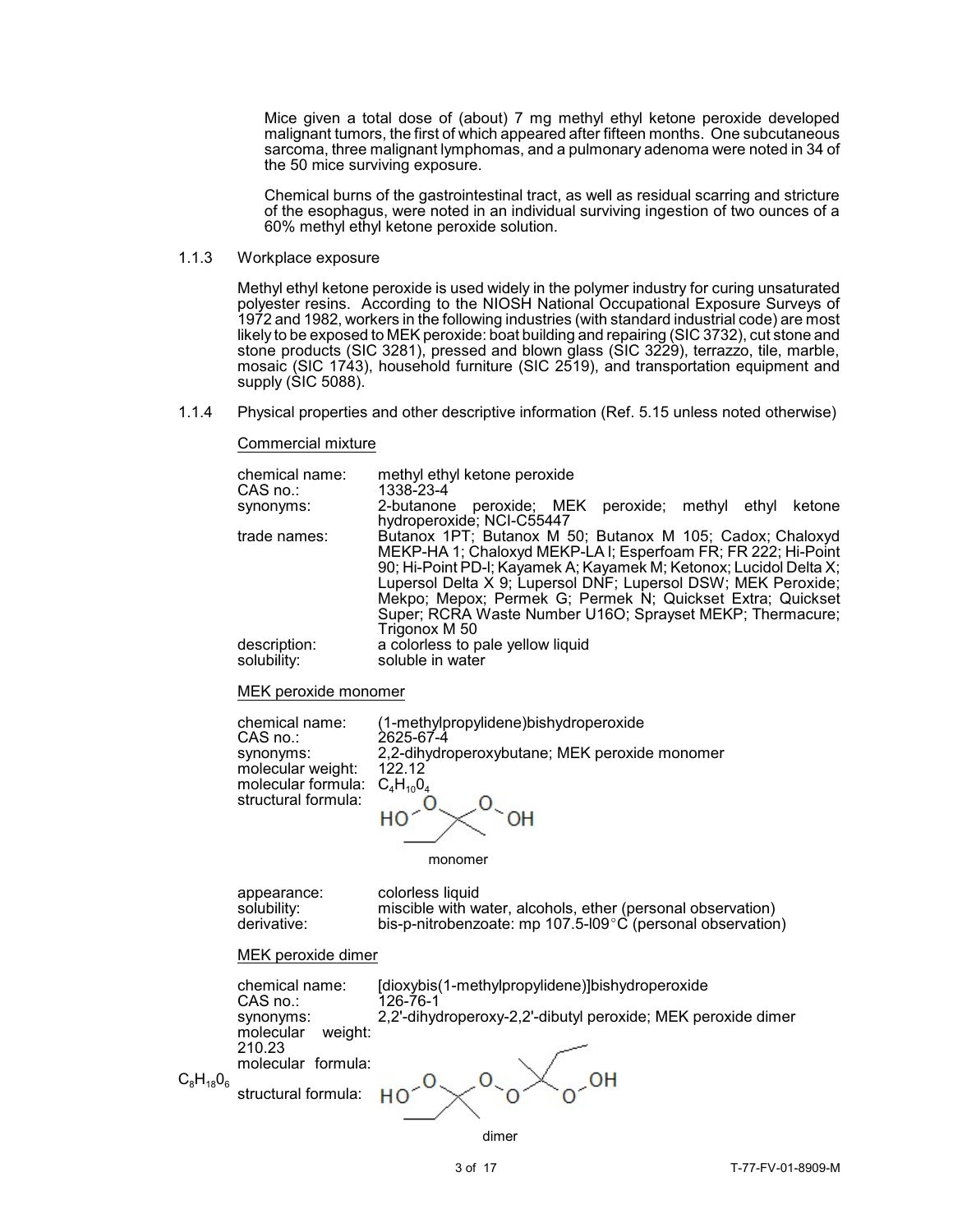Mice given a total dose of (about) 7 mg methyl ethyl ketone peroxide developed malignant tumors, the first of which appeared after fifteen months. One subcutaneous sarcoma, three malignant lymphomas, and a pulmonary adenoma were noted in 34 of the 50 mice surviving exposure.

Chemical burns of the gastrointestinal tract, as well as residual scarring and stricture of the esophagus, were noted in an individual surviving ingestion of two ounces of a 60% methyl ethyl ketone peroxide solution.

### 1.1.3 Workplace exposure

Methyl ethyl ketone peroxide is used widely in the polymer industry for curing unsaturated polyester resins. According to the NIOSH National Occupational Exposure Surveys of 1972 and 1982, workers in the following industries (with standard industrial code) are most likely to be exposed to MEK peroxide: boat building and repairing (SIC 3732), cut stone and stone products (SIC 3281), pressed and blown glass (SIC 3229), terrazzo, tile, marble, mosaic (SIC 1743), household furniture (SIC 2519), and transportation equipment and supply (SIC 5088).

### 1.1.4 Physical properties and other descriptive information (Ref. 5.15 unless noted otherwise)

<u>Commercial mixture</u>

| | |
|---|---|
| chemical name: | methyl ethyl ketone peroxide |
| CAS no.: | 1338-23-4 |
| synonyms: | 2-butanone peroxide; MEK peroxide; methyl ethyl ketone hydroperoxide; NCI-C55447 |
| trade names: | Butanox 1PT; Butanox M 50; Butanox M 105; Cadox; Chaloxyd MEKP-HA 1; Chaloxyd MEKP-LA I; Esperfoam FR; FR 222; Hi-Point 90; Hi-Point PD-I; Kayamek A; Kayamek M; Ketonox; Lucidol Delta X; Lupersol Delta X 9; Lupersol DNF; Lupersol DSW; MEK Peroxide; Mekpo; Mepox; Permek G; Permek N; Quickset Extra; Quickset Super; RCRA Waste Number U16O; Sprayset MEKP; Thermacure; Trigonox M 50 |
| description: | a colorless to pale yellow liquid |
| solubility: | soluble in water |

<u>MEK peroxide monomer</u>

| | |
|---|---|
| chemical name: | (1-methylpropylidene)bishydroperoxide |
| CAS no.: | 2625-67-4 |
| synonyms: | 2,2-dihydroperoxybutane; MEK peroxide monomer |
| molecular weight: | 122.12 |
| molecular formula: | $C_4H_{10}O_4$ |
| structural formula: | (see structure: monomer) |

monomer

| | |
|---|---|
| appearance: | colorless liquid |
| solubility: | miscible with water, alcohols, ether (personal observation) |
| derivative: | bis-p-nitrobenzoate: mp 107.5-109°C (personal observation) |

<u>MEK peroxide dimer</u>

| | |
|---|---|
| chemical name: | [dioxybis(1-methylpropylidene)]bishydroperoxide |
| CAS no.: | 126-76-1 |
| synonyms: | 2,2'-dihydroperoxy-2,2'-dibutyl peroxide; MEK peroxide dimer |
| molecular weight: | 210.23 |
| molecular formula: | $C_8H_{18}O_6$ |
| structural formula: | (see structure: dimer) |

dimer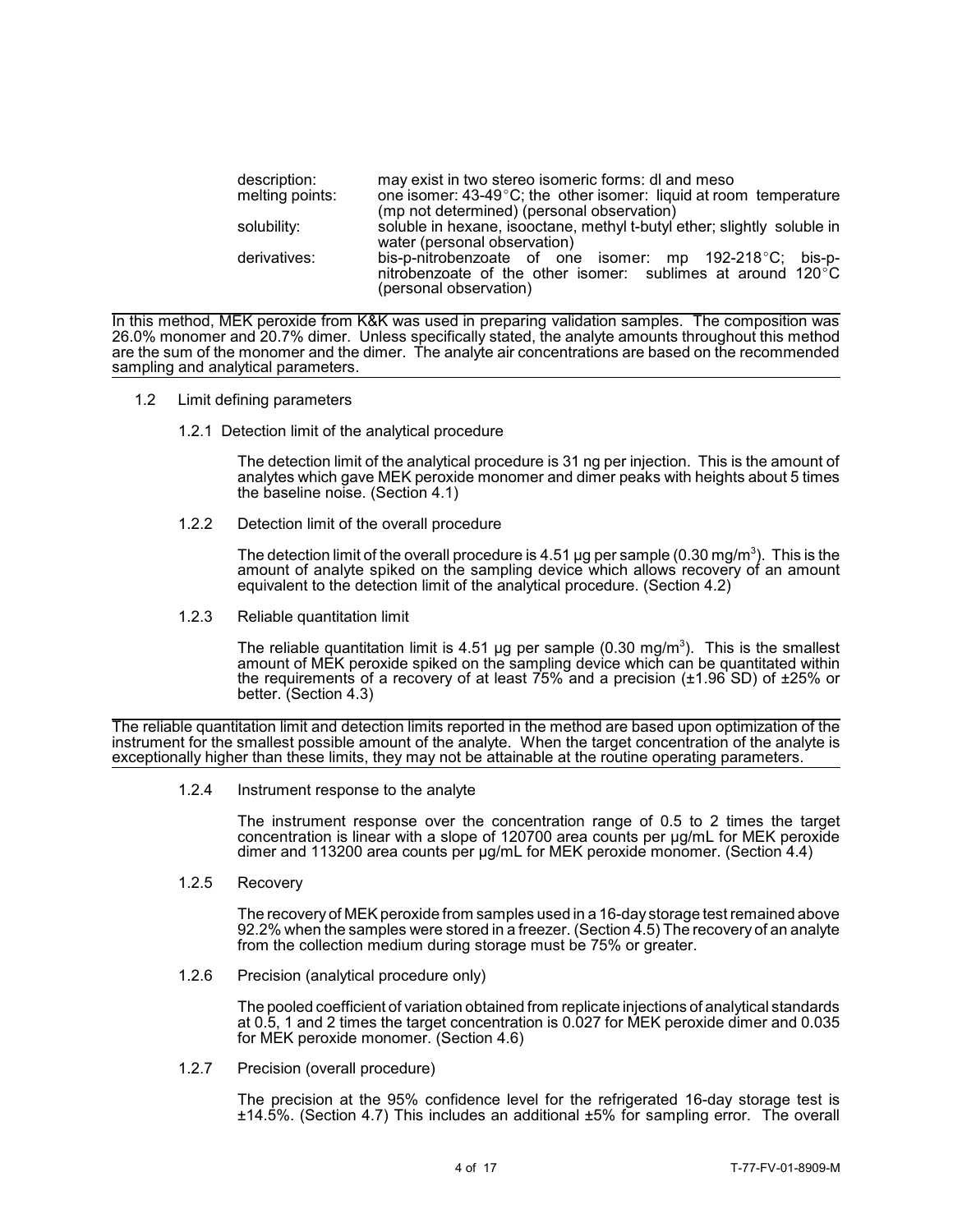| | |
|---|---|
| description: | may exist in two stereo isomeric forms: dl and meso |
| melting points: | one isomer: 43-49°C; the other isomer: liquid at room temperature (mp not determined) (personal observation) |
| solubility: | soluble in hexane, isooctane, methyl t-butyl ether; slightly soluble in water (personal observation) |
| derivatives: | bis-p-nitrobenzoate of one isomer: mp 192-218°C; bis-p-nitrobenzoate of the other isomer: sublimes at around 120°C (personal observation) |

---

In this method, MEK peroxide from K&K was used in preparing validation samples. The composition was 26.0% monomer and 20.7% dimer. Unless specifically stated, the analyte amounts throughout this method are the sum of the monomer and the dimer. The analyte air concentrations are based on the recommended sampling and analytical parameters.

---

### 1.2 Limit defining parameters

#### 1.2.1 Detection limit of the analytical procedure

The detection limit of the analytical procedure is 31 ng per injection. This is the amount of analytes which gave MEK peroxide monomer and dimer peaks with heights about 5 times the baseline noise. (Section 4.1)

#### 1.2.2 Detection limit of the overall procedure

The detection limit of the overall procedure is 4.51 µg per sample (0.30 mg/m$^3$). This is the amount of analyte spiked on the sampling device which allows recovery of an amount equivalent to the detection limit of the analytical procedure. (Section 4.2)

#### 1.2.3 Reliable quantitation limit

The reliable quantitation limit is 4.51 µg per sample (0.30 mg/m$^3$). This is the smallest amount of MEK peroxide spiked on the sampling device which can be quantitated within the requirements of a recovery of at least 75% and a precision (±1.96 SD) of ±25% or better. (Section 4.3)

---

The reliable quantitation limit and detection limits reported in the method are based upon optimization of the instrument for the smallest possible amount of the analyte. When the target concentration of the analyte is exceptionally higher than these limits, they may not be attainable at the routine operating parameters.

---

#### 1.2.4 Instrument response to the analyte

The instrument response over the concentration range of 0.5 to 2 times the target concentration is linear with a slope of 120700 area counts per µg/mL for MEK peroxide dimer and 113200 area counts per µg/mL for MEK peroxide monomer. (Section 4.4)

#### 1.2.5 Recovery

The recovery of MEK peroxide from samples used in a 16-day storage test remained above 92.2% when the samples were stored in a freezer. (Section 4.5) The recovery of an analyte from the collection medium during storage must be 75% or greater.

#### 1.2.6 Precision (analytical procedure only)

The pooled coefficient of variation obtained from replicate injections of analytical standards at 0.5, 1 and 2 times the target concentration is 0.027 for MEK peroxide dimer and 0.035 for MEK peroxide monomer. (Section 4.6)

#### 1.2.7 Precision (overall procedure)

The precision at the 95% confidence level for the refrigerated 16-day storage test is ±14.5%. (Section 4.7) This includes an additional ±5% for sampling error. The overall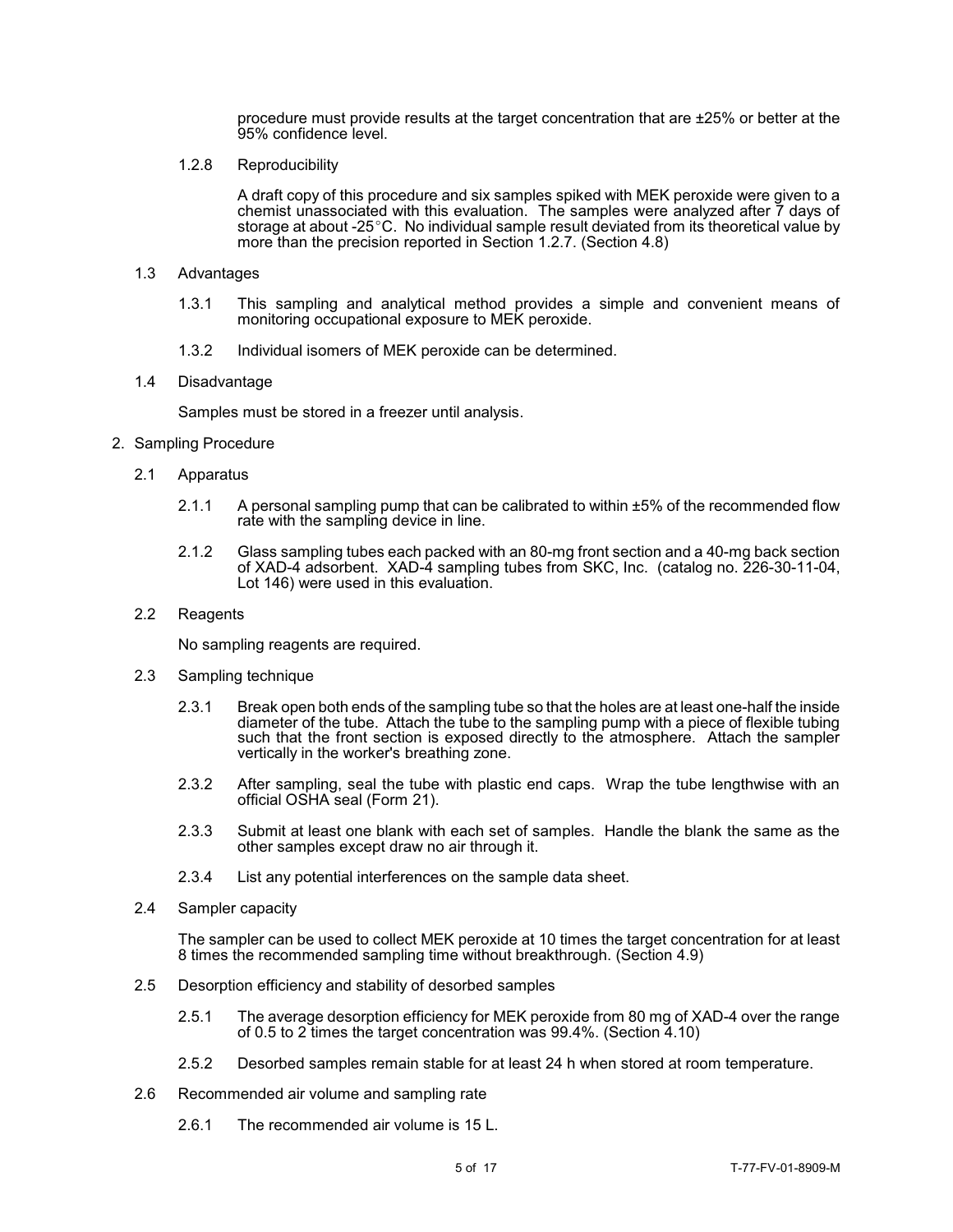procedure must provide results at the target concentration that are ±25% or better at the 95% confidence level.

1.2.8 Reproducibility

A draft copy of this procedure and six samples spiked with MEK peroxide were given to a chemist unassociated with this evaluation. The samples were analyzed after 7 days of storage at about -25°C. No individual sample result deviated from its theoretical value by more than the precision reported in Section 1.2.7. (Section 4.8)

1.3 Advantages

1.3.1 This sampling and analytical method provides a simple and convenient means of monitoring occupational exposure to MEK peroxide.

1.3.2 Individual isomers of MEK peroxide can be determined.

1.4 Disadvantage

Samples must be stored in a freezer until analysis.

## 2. Sampling Procedure

2.1 Apparatus

2.1.1 A personal sampling pump that can be calibrated to within ±5% of the recommended flow rate with the sampling device in line.

2.1.2 Glass sampling tubes each packed with an 80-mg front section and a 40-mg back section of XAD-4 adsorbent. XAD-4 sampling tubes from SKC, Inc. (catalog no. 226-30-11-04, Lot 146) were used in this evaluation.

2.2 Reagents

No sampling reagents are required.

2.3 Sampling technique

2.3.1 Break open both ends of the sampling tube so that the holes are at least one-half the inside diameter of the tube. Attach the tube to the sampling pump with a piece of flexible tubing such that the front section is exposed directly to the atmosphere. Attach the sampler vertically in the worker's breathing zone.

2.3.2 After sampling, seal the tube with plastic end caps. Wrap the tube lengthwise with an official OSHA seal (Form 21).

2.3.3 Submit at least one blank with each set of samples. Handle the blank the same as the other samples except draw no air through it.

2.3.4 List any potential interferences on the sample data sheet.

2.4 Sampler capacity

The sampler can be used to collect MEK peroxide at 10 times the target concentration for at least 8 times the recommended sampling time without breakthrough. (Section 4.9)

2.5 Desorption efficiency and stability of desorbed samples

2.5.1 The average desorption efficiency for MEK peroxide from 80 mg of XAD-4 over the range of 0.5 to 2 times the target concentration was 99.4%. (Section 4.10)

2.5.2 Desorbed samples remain stable for at least 24 h when stored at room temperature.

2.6 Recommended air volume and sampling rate

2.6.1 The recommended air volume is 15 L.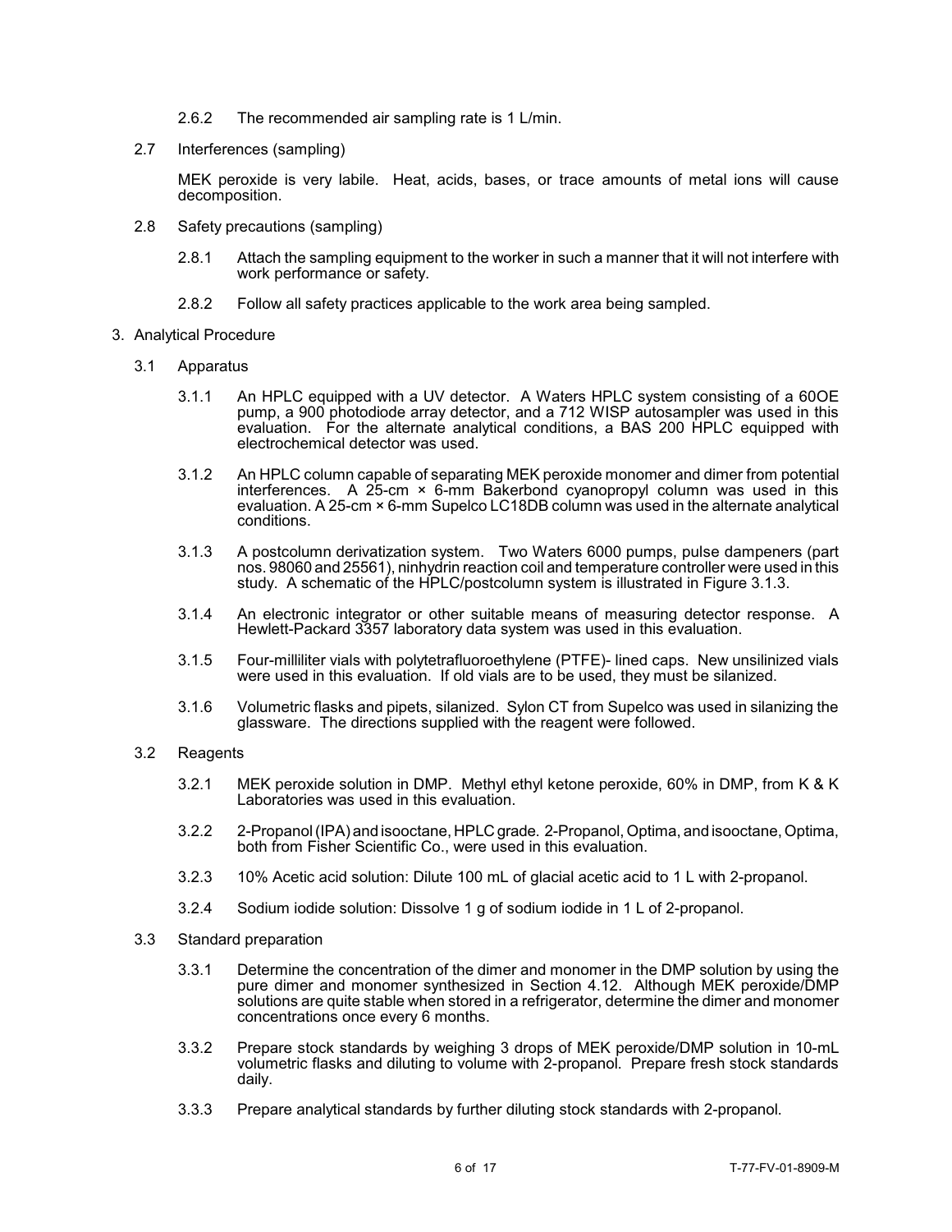2.6.2 The recommended air sampling rate is 1 L/min.

2.7 Interferences (sampling)

MEK peroxide is very labile. Heat, acids, bases, or trace amounts of metal ions will cause decomposition.

2.8 Safety precautions (sampling)

2.8.1 Attach the sampling equipment to the worker in such a manner that it will not interfere with work performance or safety.

2.8.2 Follow all safety practices applicable to the work area being sampled.

## 3. Analytical Procedure

### 3.1 Apparatus

3.1.1 An HPLC equipped with a UV detector. A Waters HPLC system consisting of a 60OE pump, a 900 photodiode array detector, and a 712 WISP autosampler was used in this evaluation. For the alternate analytical conditions, a BAS 200 HPLC equipped with electrochemical detector was used.

3.1.2 An HPLC column capable of separating MEK peroxide monomer and dimer from potential interferences. A 25-cm × 6-mm Bakerbond cyanopropyl column was used in this evaluation. A 25-cm × 6-mm Supelco LC18DB column was used in the alternate analytical conditions.

3.1.3 A postcolumn derivatization system. Two Waters 6000 pumps, pulse dampeners (part nos. 98060 and 25561), ninhydrin reaction coil and temperature controller were used in this study. A schematic of the HPLC/postcolumn system is illustrated in Figure 3.1.3.

3.1.4 An electronic integrator or other suitable means of measuring detector response. A Hewlett-Packard 3357 laboratory data system was used in this evaluation.

3.1.5 Four-milliliter vials with polytetrafluoroethylene (PTFE)- lined caps. New unsilinized vials were used in this evaluation. If old vials are to be used, they must be silanized.

3.1.6 Volumetric flasks and pipets, silanized. Sylon CT from Supelco was used in silanizing the glassware. The directions supplied with the reagent were followed.

### 3.2 Reagents

3.2.1 MEK peroxide solution in DMP. Methyl ethyl ketone peroxide, 60% in DMP, from K & K Laboratories was used in this evaluation.

3.2.2 2-Propanol (IPA) and isooctane, HPLC grade. 2-Propanol, Optima, and isooctane, Optima, both from Fisher Scientific Co., were used in this evaluation.

3.2.3 10% Acetic acid solution: Dilute 100 mL of glacial acetic acid to 1 L with 2-propanol.

3.2.4 Sodium iodide solution: Dissolve 1 g of sodium iodide in 1 L of 2-propanol.

### 3.3 Standard preparation

3.3.1 Determine the concentration of the dimer and monomer in the DMP solution by using the pure dimer and monomer synthesized in Section 4.12. Although MEK peroxide/DMP solutions are quite stable when stored in a refrigerator, determine the dimer and monomer concentrations once every 6 months.

3.3.2 Prepare stock standards by weighing 3 drops of MEK peroxide/DMP solution in 10-mL volumetric flasks and diluting to volume with 2-propanol. Prepare fresh stock standards daily.

3.3.3 Prepare analytical standards by further diluting stock standards with 2-propanol.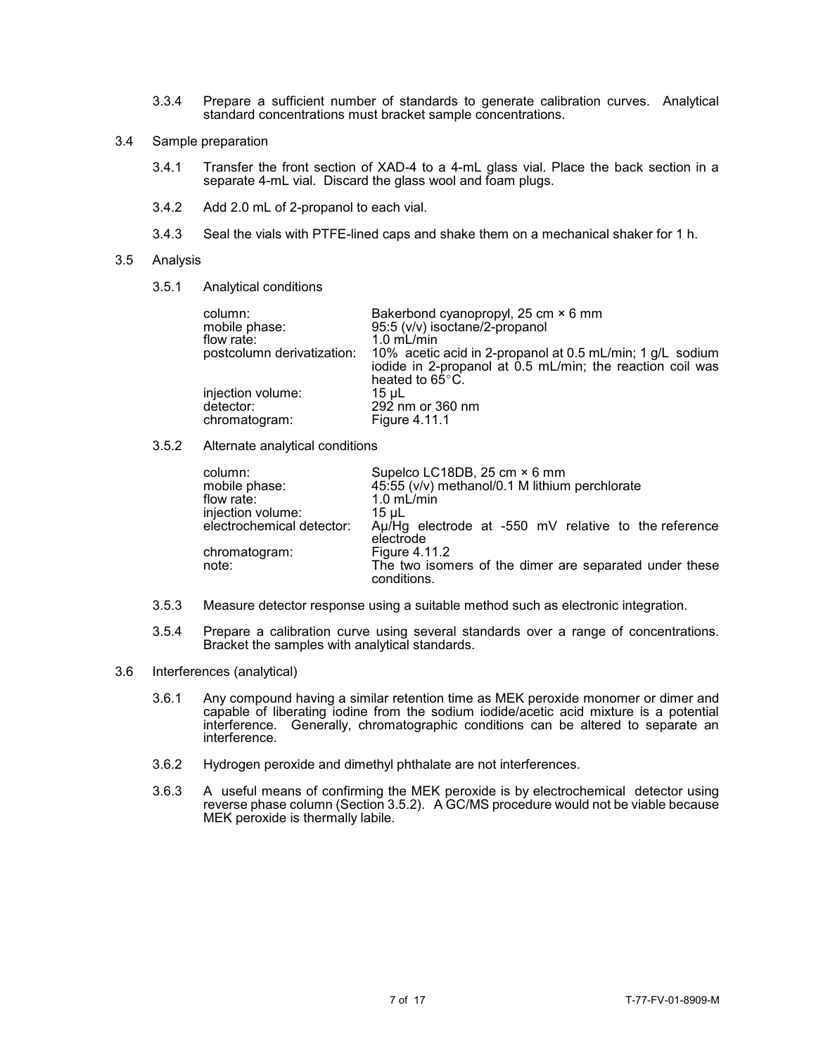3.3.4 Prepare a sufficient number of standards to generate calibration curves. Analytical standard concentrations must bracket sample concentrations.

3.4 Sample preparation

3.4.1 Transfer the front section of XAD-4 to a 4-mL glass vial. Place the back section in a separate 4-mL vial. Discard the glass wool and foam plugs.

3.4.2 Add 2.0 mL of 2-propanol to each vial.

3.4.3 Seal the vials with PTFE-lined caps and shake them on a mechanical shaker for 1 h.

3.5 Analysis

3.5.1 Analytical conditions

| | |
|---|---|
| column: | Bakerbond cyanopropyl, 25 cm × 6 mm |
| mobile phase: | 95:5 (v/v) isoctane/2-propanol |
| flow rate: | 1.0 mL/min |
| postcolumn derivatization: | 10% acetic acid in 2-propanol at 0.5 mL/min; 1 g/L sodium iodide in 2-propanol at 0.5 mL/min; the reaction coil was heated to 65°C. |
| injection volume: | 15 µL |
| detector: | 292 nm or 360 nm |
| chromatogram: | Figure 4.11.1 |

3.5.2 Alternate analytical conditions

| | |
|---|---|
| column: | Supelco LC18DB, 25 cm × 6 mm |
| mobile phase: | 45:55 (v/v) methanol/0.1 M lithium perchlorate |
| flow rate: | 1.0 mL/min |
| injection volume: | 15 µL |
| electrochemical detector: | Aµ/Hg electrode at -550 mV relative to the reference electrode |
| chromatogram: | Figure 4.11.2 |
| note: | The two isomers of the dimer are separated under these conditions. |

3.5.3 Measure detector response using a suitable method such as electronic integration.

3.5.4 Prepare a calibration curve using several standards over a range of concentrations. Bracket the samples with analytical standards.

3.6 Interferences (analytical)

3.6.1 Any compound having a similar retention time as MEK peroxide monomer or dimer and capable of liberating iodine from the sodium iodide/acetic acid mixture is a potential interference. Generally, chromatographic conditions can be altered to separate an interference.

3.6.2 Hydrogen peroxide and dimethyl phthalate are not interferences.

3.6.3 A useful means of confirming the MEK peroxide is by electrochemical detector using reverse phase column (Section 3.5.2). A GC/MS procedure would not be viable because MEK peroxide is thermally labile.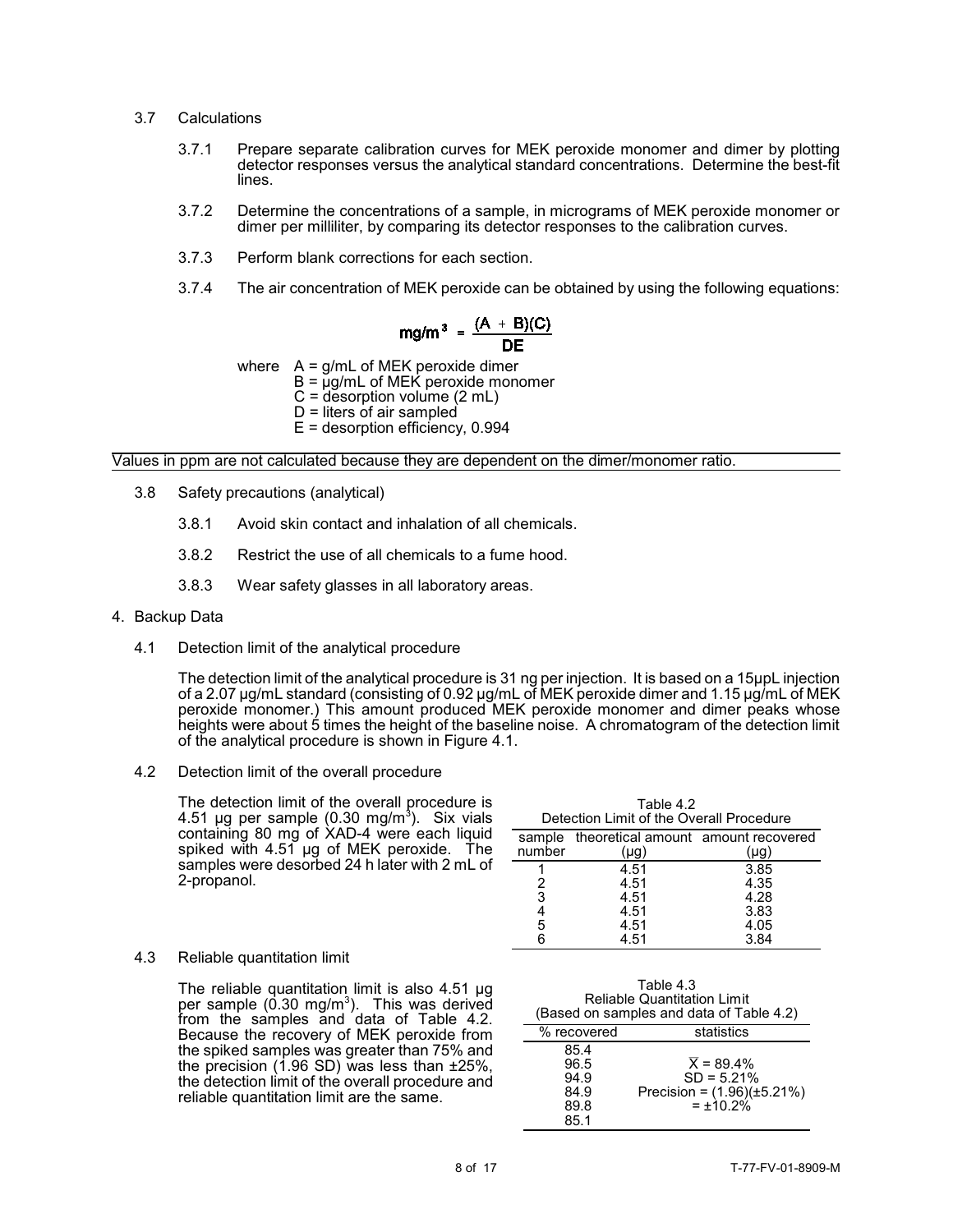### 3.7 Calculations

3.7.1 Prepare separate calibration curves for MEK peroxide monomer and dimer by plotting detector responses versus the analytical standard concentrations. Determine the best-fit lines.

3.7.2 Determine the concentrations of a sample, in micrograms of MEK peroxide monomer or dimer per milliliter, by comparing its detector responses to the calibration curves.

3.7.3 Perform blank corrections for each section.

3.7.4 The air concentration of MEK peroxide can be obtained by using the following equations:

$$mg/m^3 = \frac{(A + B)(C)}{DE}$$

where A = g/mL of MEK peroxide dimer
B = µg/mL of MEK peroxide monomer
C = desorption volume (2 mL)
D = liters of air sampled
E = desorption efficiency, 0.994

Values in ppm are not calculated because they are dependent on the dimer/monomer ratio.

### 3.8 Safety precautions (analytical)

3.8.1 Avoid skin contact and inhalation of all chemicals.

3.8.2 Restrict the use of all chemicals to a fume hood.

3.8.3 Wear safety glasses in all laboratory areas.

## 4. Backup Data

### 4.1 Detection limit of the analytical procedure

The detection limit of the analytical procedure is 31 ng per injection. It is based on a 15µpL injection of a 2.07 µg/mL standard (consisting of 0.92 µg/mL of MEK peroxide dimer and 1.15 µg/mL of MEK peroxide monomer.) This amount produced MEK peroxide monomer and dimer peaks whose heights were about 5 times the height of the baseline noise. A chromatogram of the detection limit of the analytical procedure is shown in Figure 4.1.

### 4.2 Detection limit of the overall procedure

The detection limit of the overall procedure is 4.51 µg per sample (0.30 $mg/m^3$). Six vials containing 80 mg of XAD-4 were each liquid spiked with 4.51 µg of MEK peroxide. The samples were desorbed 24 h later with 2 mL of 2-propanol.

Table 4.2
Detection Limit of the Overall Procedure

| sample number | theoretical amount (µg) | amount recovered (µg) |
|---|---|---|
| 1 | 4.51 | 3.85 |
| 2 | 4.51 | 4.35 |
| 3 | 4.51 | 4.28 |
| 4 | 4.51 | 3.83 |
| 5 | 4.51 | 4.05 |
| 6 | 4.51 | 3.84 |

### 4.3 Reliable quantitation limit

The reliable quantitation limit is also 4.51 µg per sample (0.30 $mg/m^3$). This was derived from the samples and data of Table 4.2. Because the recovery of MEK peroxide from the spiked samples was greater than 75% and the precision (1.96 SD) was less than ±25%, the detection limit of the overall procedure and reliable quantitation limit are the same.

Table 4.3
Reliable Quantitation Limit
(Based on samples and data of Table 4.2)

| % recovered | statistics |
|---|---|
| 85.4 | |
| 96.5 | $\bar{X}$ = 89.4% |
| 94.9 | SD = 5.21% |
| 84.9 | Precision = (1.96)(±5.21%) |
| 89.8 | = ±10.2% |
| 85.1 | |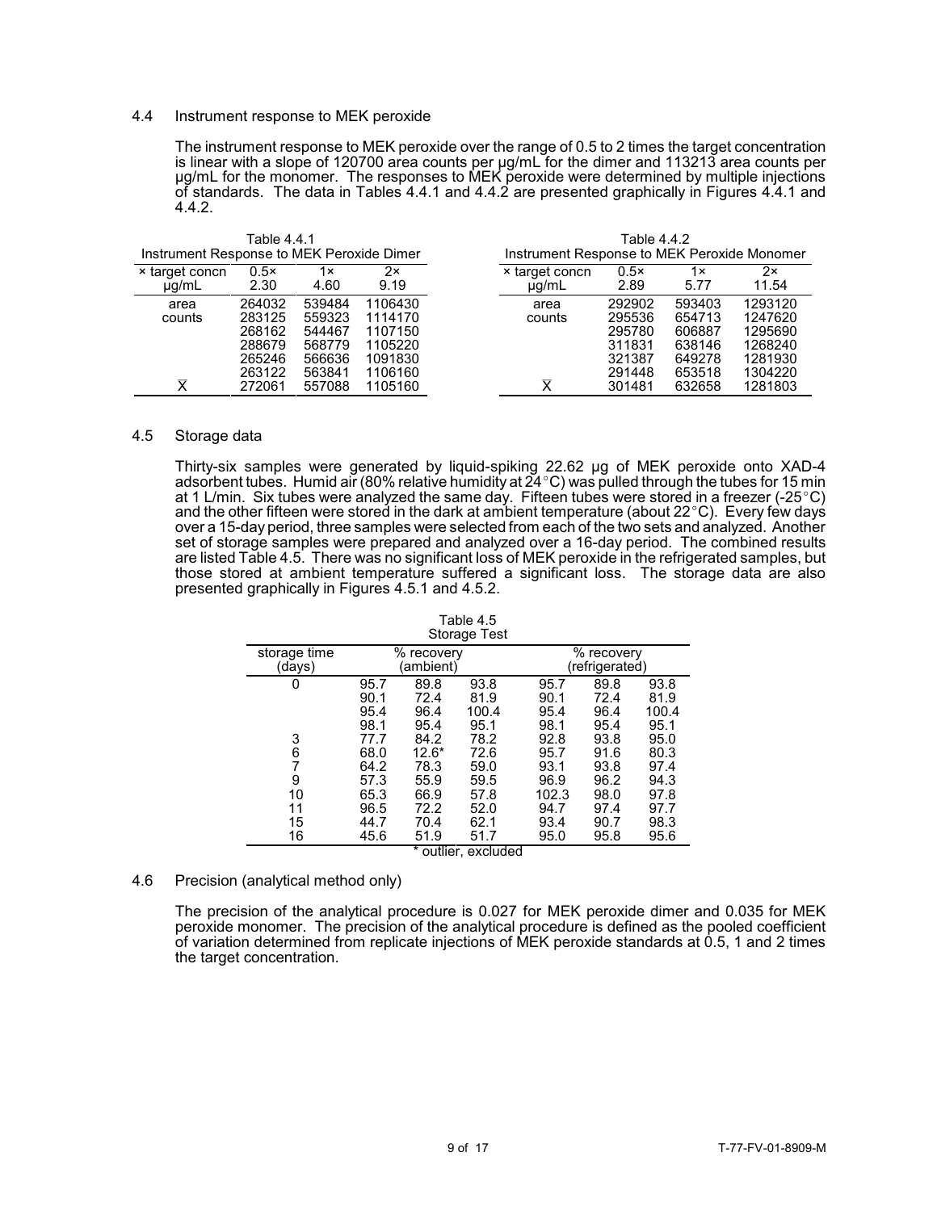## 4.4 Instrument response to MEK peroxide

The instrument response to MEK peroxide over the range of 0.5 to 2 times the target concentration is linear with a slope of 120700 area counts per µg/mL for the dimer and 113213 area counts per µg/mL for the monomer. The responses to MEK peroxide were determined by multiple injections of standards. The data in Tables 4.4.1 and 4.4.2 are presented graphically in Figures 4.4.1 and 4.4.2.

Table 4.4.1
Instrument Response to MEK Peroxide Dimer

| × target concn µg/mL | 0.5× 2.30 | 1× 4.60 | 2× 9.19 |
|---|---|---|---|
| area counts | 264032 | 539484 | 1106430 |
| | 283125 | 559323 | 1114170 |
| | 268162 | 544467 | 1107150 |
| | 288679 | 568779 | 1105220 |
| | 265246 | 566636 | 1091830 |
| | 263122 | 563841 | 1106160 |
| $\bar{X}$ | 272061 | 557088 | 1105160 |

Table 4.4.2
Instrument Response to MEK Peroxide Monomer

| × target concn µg/mL | 0.5× 2.89 | 1× 5.77 | 2× 11.54 |
|---|---|---|---|
| area counts | 292902 | 593403 | 1293120 |
| | 295536 | 654713 | 1247620 |
| | 295780 | 606887 | 1295690 |
| | 311831 | 638146 | 1268240 |
| | 321387 | 649278 | 1281930 |
| | 291448 | 653518 | 1304220 |
| $\bar{X}$ | 301481 | 632658 | 1281803 |

## 4.5 Storage data

Thirty-six samples were generated by liquid-spiking 22.62 µg of MEK peroxide onto XAD-4 adsorbent tubes. Humid air (80% relative humidity at 24°C) was pulled through the tubes for 15 min at 1 L/min. Six tubes were analyzed the same day. Fifteen tubes were stored in a freezer (-25°C) and the other fifteen were stored in the dark at ambient temperature (about 22°C). Every few days over a 15-day period, three samples were selected from each of the two sets and analyzed. Another set of storage samples were prepared and analyzed over a 16-day period. The combined results are listed Table 4.5. There was no significant loss of MEK peroxide in the refrigerated samples, but those stored at ambient temperature suffered a significant loss. The storage data are also presented graphically in Figures 4.5.1 and 4.5.2.

Table 4.5
Storage Test

| storage time (days) | % recovery (ambient) | | | % recovery (refrigerated) | | |
|---|---|---|---|---|---|---|
| 0 | 95.7 | 89.8 | 93.8 | 95.7 | 89.8 | 93.8 |
| | 90.1 | 72.4 | 81.9 | 90.1 | 72.4 | 81.9 |
| | 95.4 | 96.4 | 100.4 | 95.4 | 96.4 | 100.4 |
| | 98.1 | 95.4 | 95.1 | 98.1 | 95.4 | 95.1 |
| 3 | 77.7 | 84.2 | 78.2 | 92.8 | 93.8 | 95.0 |
| 6 | 68.0 | 12.6* | 72.6 | 95.7 | 91.6 | 80.3 |
| 7 | 64.2 | 78.3 | 59.0 | 93.1 | 93.8 | 97.4 |
| 9 | 57.3 | 55.9 | 59.5 | 96.9 | 96.2 | 94.3 |
| 10 | 65.3 | 66.9 | 57.8 | 102.3 | 98.0 | 97.8 |
| 11 | 96.5 | 72.2 | 52.0 | 94.7 | 97.4 | 97.7 |
| 15 | 44.7 | 70.4 | 62.1 | 93.4 | 90.7 | 98.3 |
| 16 | 45.6 | 51.9 | 51.7 | 95.0 | 95.8 | 95.6 |

\* outlier, excluded

## 4.6 Precision (analytical method only)

The precision of the analytical procedure is 0.027 for MEK peroxide dimer and 0.035 for MEK peroxide monomer. The precision of the analytical procedure is defined as the pooled coefficient of variation determined from replicate injections of MEK peroxide standards at 0.5, 1 and 2 times the target concentration.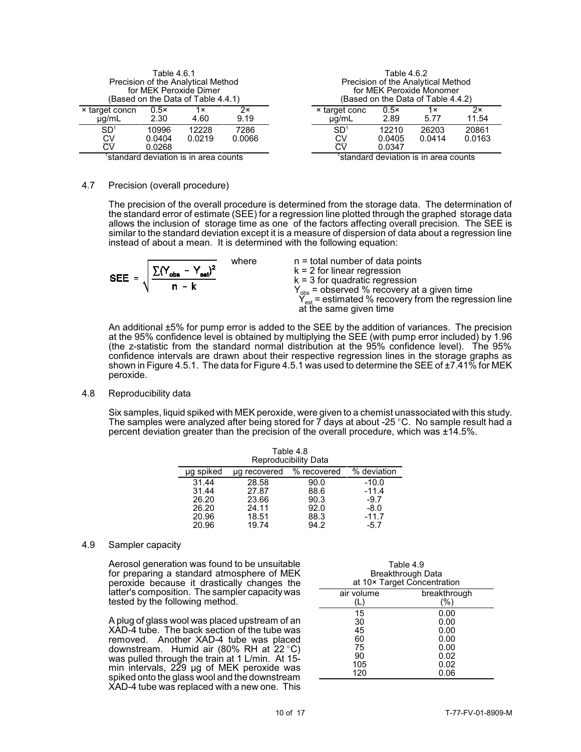Table 4.6.1
Precision of the Analytical Method
for MEK Peroxide Dimer
(Based on the Data of Table 4.4.1)

| × target concn µg/mL | 0.5× 2.30 | 1× 4.60 | 2× 9.19 |
|---|---|---|---|
| SD[1] | 10996 | 12228 | 7286 |
| CV | 0.0404 | 0.0219 | 0.0066 |
| $\overline{CV}$ | 0.0268 | | |

[1]standard deviation is in area counts

Table 4.6.2
Precision of the Analytical Method
for MEK Peroxide Monomer
(Based on the Data of Table 4.4.2)

| × target conc µg/mL | 0.5× 2.89 | 1× 5.77 | 2× 11.54 |
|---|---|---|---|
| SD[1] | 12210 | 26203 | 20861 |
| CV | 0.0405 | 0.0414 | 0.0163 |
| $\overline{CV}$ | 0.0347 | | |

[1]standard deviation is in area counts

## 4.7 Precision (overall procedure)

The precision of the overall procedure is determined from the storage data. The determination of the standard error of estimate (SEE) for a regression line plotted through the graphed storage data allows the inclusion of storage time as one of the factors affecting overall precision. The SEE is similar to the standard deviation except it is a measure of dispersion of data about a regression line instead of about a mean. It is determined with the following equation:

$$SEE = \sqrt{\frac{\sum(Y_{obs} - Y_{est})^2}{n - k}}$$

where
- n = total number of data points
- k = 2 for linear regression
- k = 3 for quadratic regression
- $Y_{obs}$ = observed % recovery at a given time
- $Y_{est}$ = estimated % recovery from the regression line at the same given time

An additional ±5% for pump error is added to the SEE by the addition of variances. The precision at the 95% confidence level is obtained by multiplying the SEE (with pump error included) by 1.96 (the z-statistic from the standard normal distribution at the 95% confidence level). The 95% confidence intervals are drawn about their respective regression lines in the storage graphs as shown in Figure 4.5.1. The data for Figure 4.5.1 was used to determine the SEE of ±7.41% for MEK peroxide.

## 4.8 Reproducibility data

Six samples, liquid spiked with MEK peroxide, were given to a chemist unassociated with this study. The samples were analyzed after being stored for 7 days at about -25 °C. No sample result had a percent deviation greater than the precision of the overall procedure, which was ±14.5%.

Table 4.8
Reproducibility Data

| µg spiked | µg recovered | % recovered | % deviation |
|---|---|---|---|
| 31.44 | 28.58 | 90.0 | -10.0 |
| 31.44 | 27.87 | 88.6 | -11.4 |
| 26.20 | 23.66 | 90.3 | -9.7 |
| 26.20 | 24.11 | 92.0 | -8.0 |
| 20.96 | 18.51 | 88.3 | -11.7 |
| 20.96 | 19.74 | 94.2 | -5.7 |

## 4.9 Sampler capacity

Aerosol generation was found to be unsuitable for preparing a standard atmosphere of MEK peroxide because it drastically changes the latter's composition. The sampler capacity was tested by the following method.

A plug of glass wool was placed upstream of an XAD-4 tube. The back section of the tube was removed. Another XAD-4 tube was placed downstream. Humid air (80% RH at 22 °C) was pulled through the train at 1 L/min. At 15-min intervals, 229 µg of MEK peroxide was spiked onto the glass wool and the downstream XAD-4 tube was replaced with a new one. This

Table 4.9
Breakthrough Data
at 10× Target Concentration

| air volume (L) | breakthrough (%) |
|---|---|
| 15 | 0.00 |
| 30 | 0.00 |
| 45 | 0.00 |
| 60 | 0.00 |
| 75 | 0.00 |
| 90 | 0.02 |
| 105 | 0.02 |
| 120 | 0.06 |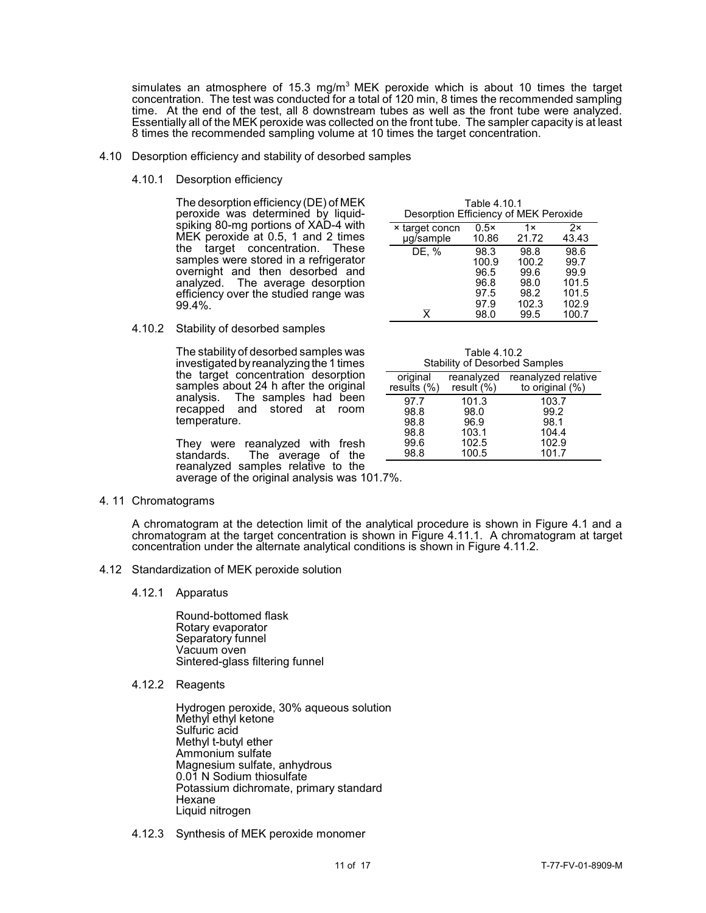simulates an atmosphere of 15.3 mg/m$^3$ MEK peroxide which is about 10 times the target concentration. The test was conducted for a total of 120 min, 8 times the recommended sampling time. At the end of the test, all 8 downstream tubes as well as the front tube were analyzed. Essentially all of the MEK peroxide was collected on the front tube. The sampler capacity is at least 8 times the recommended sampling volume at 10 times the target concentration.

## 4.10 Desorption efficiency and stability of desorbed samples

### 4.10.1 Desorption efficiency

The desorption efficiency (DE) of MEK peroxide was determined by liquid-spiking 80-mg portions of XAD-4 with MEK peroxide at 0.5, 1 and 2 times the target concentration. These samples were stored in a refrigerator overnight and then desorbed and analyzed. The average desorption efficiency over the studied range was 99.4%.

Table 4.10.1
Desorption Efficiency of MEK Peroxide

| × target concn<br>µg/sample | 0.5×<br>10.86 | 1×<br>21.72 | 2×<br>43.43 |
|---|---|---|---|
| DE, % | 98.3 | 98.8 | 98.6 |
| | 100.9 | 100.2 | 99.7 |
| | 96.5 | 99.6 | 99.9 |
| | 96.8 | 98.0 | 101.5 |
| | 97.5 | 98.2 | 101.5 |
| | 97.9 | 102.3 | 102.9 |
| $\bar{X}$ | 98.0 | 99.5 | 100.7 |

### 4.10.2 Stability of desorbed samples

The stability of desorbed samples was investigated by reanalyzing the 1 times the target concentration desorption samples about 24 h after the original analysis. The samples had been recapped and stored at room temperature.

They were reanalyzed with fresh standards. The average of the reanalyzed samples relative to the average of the original analysis was 101.7%.

Table 4.10.2
Stability of Desorbed Samples

| original results (%) | reanalyzed result (%) | reanalyzed relative to original (%) |
|---|---|---|
| 97.7 | 101.3 | 103.7 |
| 98.8 | 98.0 | 99.2 |
| 98.8 | 96.9 | 98.1 |
| 98.8 | 103.1 | 104.4 |
| 99.6 | 102.5 | 102.9 |
| 98.8 | 100.5 | 101.7 |

## 4.11 Chromatograms

A chromatogram at the detection limit of the analytical procedure is shown in Figure 4.1 and a chromatogram at the target concentration is shown in Figure 4.11.1. A chromatogram at target concentration under the alternate analytical conditions is shown in Figure 4.11.2.

## 4.12 Standardization of MEK peroxide solution

### 4.12.1 Apparatus

Round-bottomed flask
Rotary evaporator
Separatory funnel
Vacuum oven
Sintered-glass filtering funnel

### 4.12.2 Reagents

Hydrogen peroxide, 30% aqueous solution
Methyl ethyl ketone
Sulfuric acid
Methyl t-butyl ether
Ammonium sulfate
Magnesium sulfate, anhydrous
0.01 N Sodium thiosulfate
Potassium dichromate, primary standard
Hexane
Liquid nitrogen

### 4.12.3 Synthesis of MEK peroxide monomer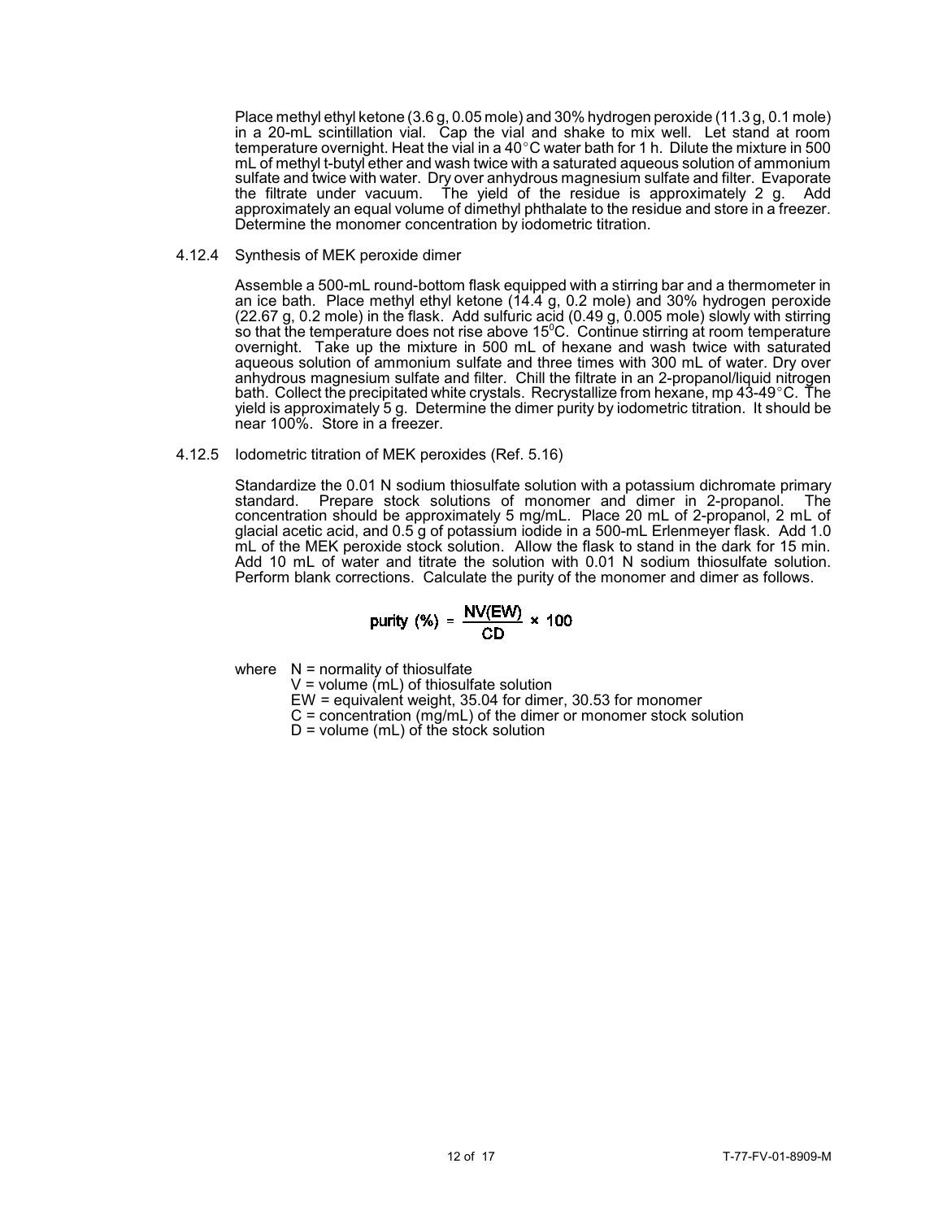Place methyl ethyl ketone (3.6 g, 0.05 mole) and 30% hydrogen peroxide (11.3 g, 0.1 mole) in a 20-mL scintillation vial. Cap the vial and shake to mix well. Let stand at room temperature overnight. Heat the vial in a 40°C water bath for 1 h. Dilute the mixture in 500 mL of methyl t-butyl ether and wash twice with a saturated aqueous solution of ammonium sulfate and twice with water. Dry over anhydrous magnesium sulfate and filter. Evaporate the filtrate under vacuum. The yield of the residue is approximately 2 g. Add approximately an equal volume of dimethyl phthalate to the residue and store in a freezer. Determine the monomer concentration by iodometric titration.

4.12.4 Synthesis of MEK peroxide dimer

Assemble a 500-mL round-bottom flask equipped with a stirring bar and a thermometer in an ice bath. Place methyl ethyl ketone (14.4 g, 0.2 mole) and 30% hydrogen peroxide (22.67 g, 0.2 mole) in the flask. Add sulfuric acid (0.49 g, 0.005 mole) slowly with stirring so that the temperature does not rise above 15$^0$C. Continue stirring at room temperature overnight. Take up the mixture in 500 mL of hexane and wash twice with saturated aqueous solution of ammonium sulfate and three times with 300 mL of water. Dry over anhydrous magnesium sulfate and filter. Chill the filtrate in an 2-propanol/liquid nitrogen bath. Collect the precipitated white crystals. Recrystallize from hexane, mp 43-49°C. The yield is approximately 5 g. Determine the dimer purity by iodometric titration. It should be near 100%. Store in a freezer.

4.12.5 Iodometric titration of MEK peroxides (Ref. 5.16)

Standardize the 0.01 N sodium thiosulfate solution with a potassium dichromate primary standard. Prepare stock solutions of monomer and dimer in 2-propanol. The concentration should be approximately 5 mg/mL. Place 20 mL of 2-propanol, 2 mL of glacial acetic acid, and 0.5 g of potassium iodide in a 500-mL Erlenmeyer flask. Add 1.0 mL of the MEK peroxide stock solution. Allow the flask to stand in the dark for 15 min. Add 10 mL of water and titrate the solution with 0.01 N sodium thiosulfate solution. Perform blank corrections. Calculate the purity of the monomer and dimer as follows.

$$\text{purity (\%)} = \frac{NV(EW)}{CD} \times 100$$

where N = normality of thiosulfate
V = volume (mL) of thiosulfate solution
EW = equivalent weight, 35.04 for dimer, 30.53 for monomer
C = concentration (mg/mL) of the dimer or monomer stock solution
D = volume (mL) of the stock solution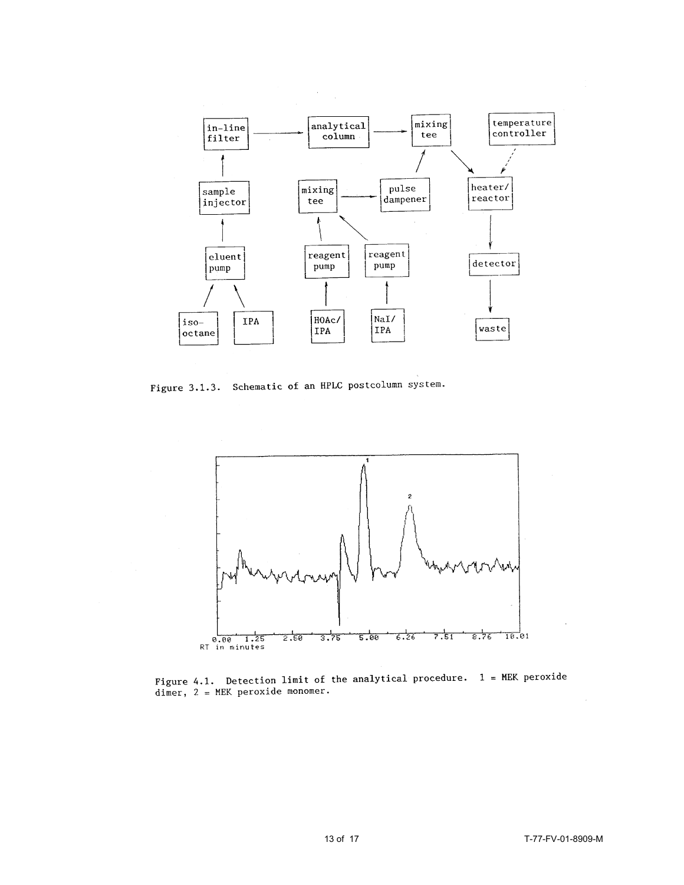Figure 3.1.3. Schematic of an HPLC postcolumn system.

Figure 4.1. Detection limit of the analytical procedure. 1 = MEK peroxide dimer, 2 = MEK peroxide monomer.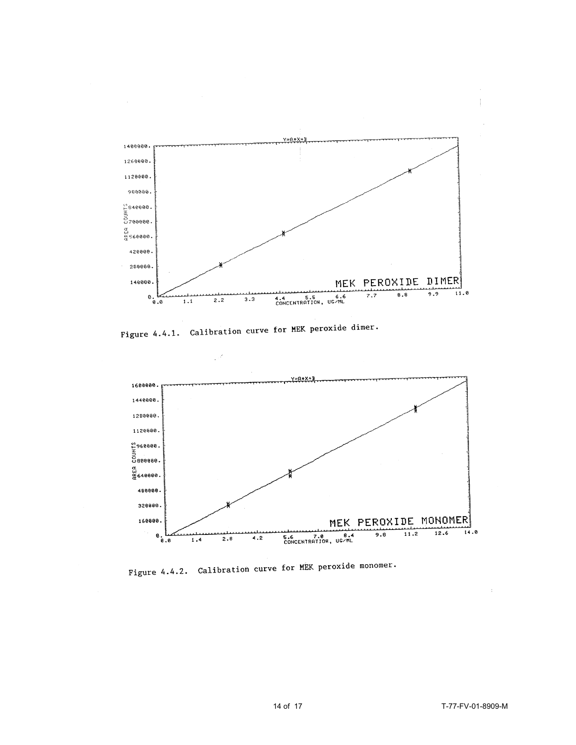Figure 4.4.1. Calibration curve for MEK peroxide dimer.

Figure 4.4.2. Calibration curve for MEK peroxide monomer.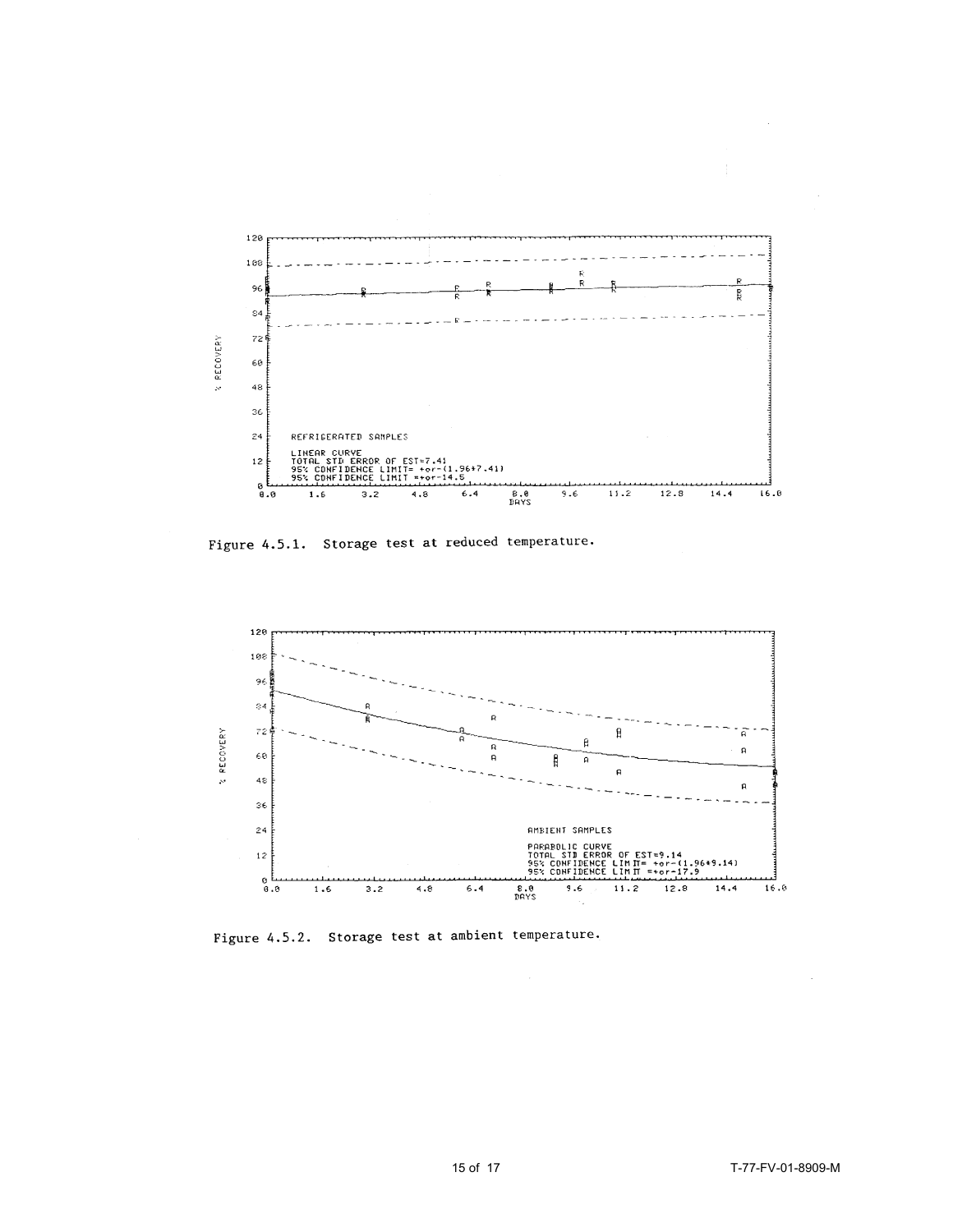REFRIGERATED SAMPLES

LINEAR CURVE
TOTAL STD ERROR OF EST=7.41
95% CONFIDENCE LIMIT= +or-(1.96*7.41)
95% CONFIDENCE LIMIT =+or-14.5

Figure 4.5.1. Storage test at reduced temperature.

AMBIENT SAMPLES

PARABOLIC CURVE
TOTAL STD ERROR OF EST=9.14
95% CONFIDENCE LIMIT= +or-(1.96*9.14)
95% CONFIDENCE LIMIT =+or-17.9

Figure 4.5.2. Storage test at ambient temperature.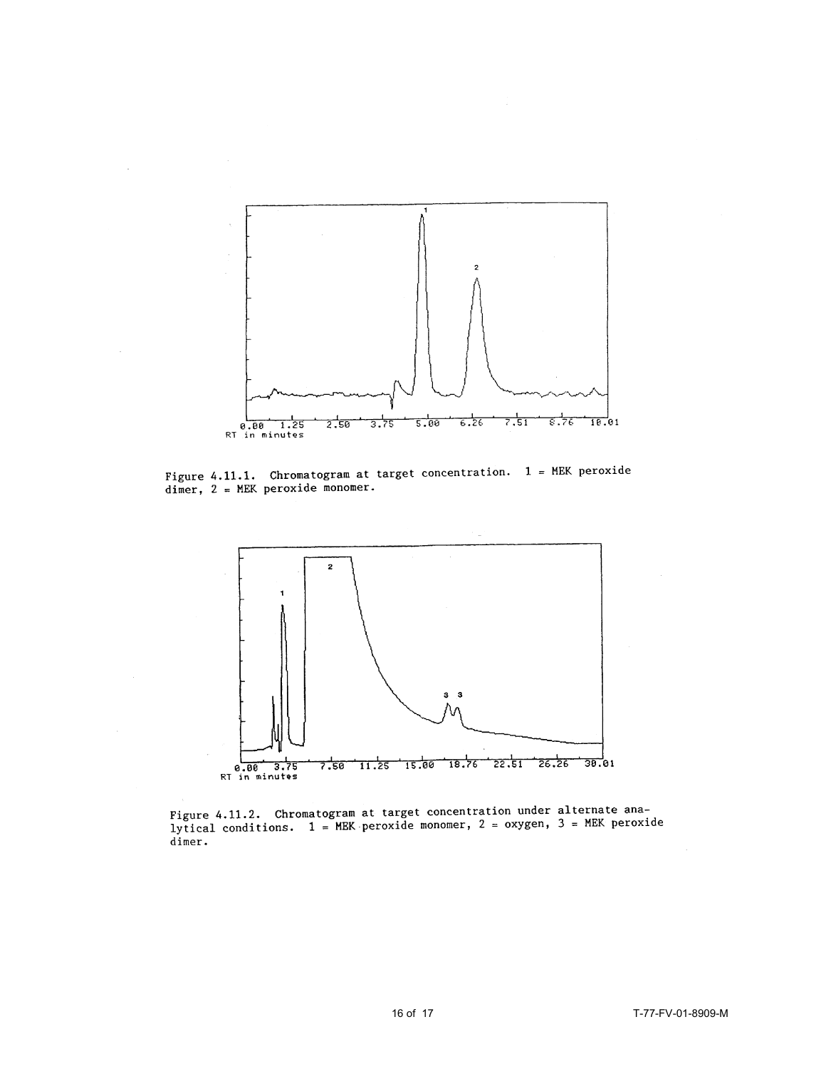Figure 4.11.1. Chromatogram at target concentration. 1 = MEK peroxide dimer, 2 = MEK peroxide monomer.

Figure 4.11.2. Chromatogram at target concentration under alternate analytical conditions. 1 = MEK peroxide monomer, 2 = oxygen, 3 = MEK peroxide dimer.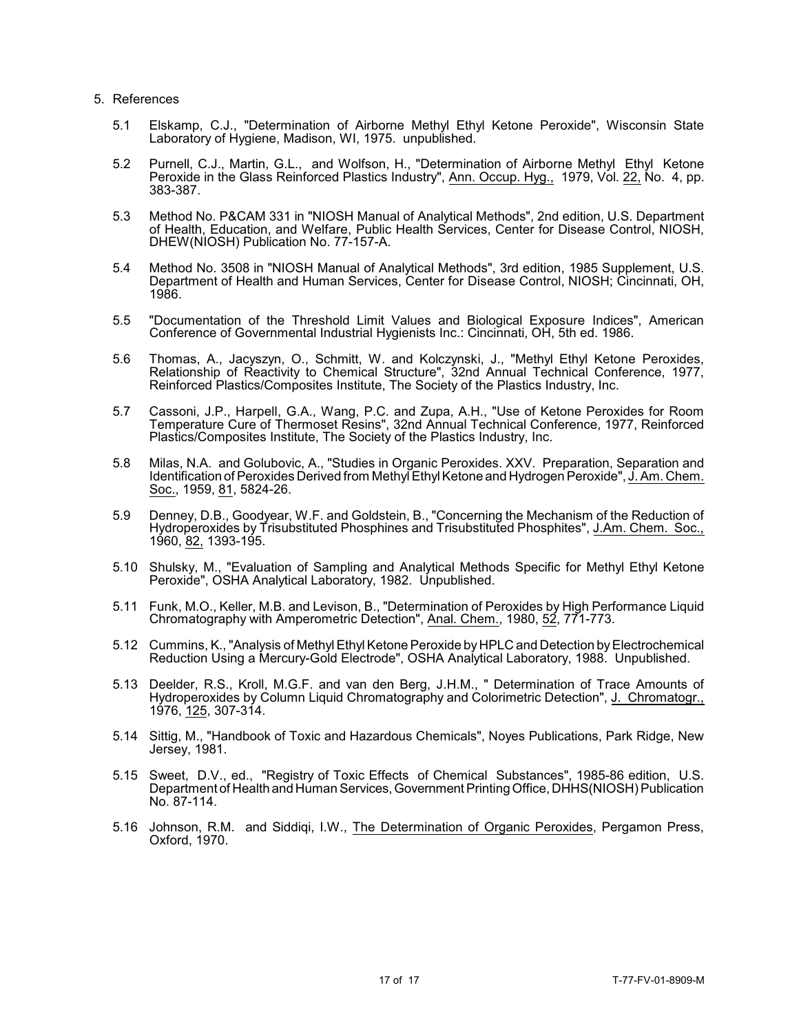5. References

   5.1 Elskamp, C.J., "Determination of Airborne Methyl Ethyl Ketone Peroxide", Wisconsin State Laboratory of Hygiene, Madison, WI, 1975. unpublished.

   5.2 Purnell, C.J., Martin, G.L., and Wolfson, H., "Determination of Airborne Methyl Ethyl Ketone Peroxide in the Glass Reinforced Plastics Industry", Ann. Occup. Hyg., 1979, Vol. 22, No. 4, pp. 383-387.

   5.3 Method No. P&CAM 331 in "NIOSH Manual of Analytical Methods", 2nd edition, U.S. Department of Health, Education, and Welfare, Public Health Services, Center for Disease Control, NIOSH, DHEW(NIOSH) Publication No. 77-157-A.

   5.4 Method No. 3508 in "NIOSH Manual of Analytical Methods", 3rd edition, 1985 Supplement, U.S. Department of Health and Human Services, Center for Disease Control, NIOSH; Cincinnati, OH, 1986.

   5.5 "Documentation of the Threshold Limit Values and Biological Exposure Indices", American Conference of Governmental Industrial Hygienists Inc.: Cincinnati, OH, 5th ed. 1986.

   5.6 Thomas, A., Jacyszyn, O., Schmitt, W. and Kolczynski, J., "Methyl Ethyl Ketone Peroxides, Relationship of Reactivity to Chemical Structure", 32nd Annual Technical Conference, 1977, Reinforced Plastics/Composites Institute, The Society of the Plastics Industry, Inc.

   5.7 Cassoni, J.P., Harpell, G.A., Wang, P.C. and Zupa, A.H., "Use of Ketone Peroxides for Room Temperature Cure of Thermoset Resins", 32nd Annual Technical Conference, 1977, Reinforced Plastics/Composites Institute, The Society of the Plastics Industry, Inc.

   5.8 Milas, N.A. and Golubovic, A., "Studies in Organic Peroxides. XXV. Preparation, Separation and Identification of Peroxides Derived from Methyl Ethyl Ketone and Hydrogen Peroxide", J. Am. Chem. Soc., 1959, 81, 5824-26.

   5.9 Denney, D.B., Goodyear, W.F. and Goldstein, B., "Concerning the Mechanism of the Reduction of Hydroperoxides by Trisubstituted Phosphines and Trisubstituted Phosphites", J.Am. Chem. Soc., 1960, 82, 1393-195.

   5.10 Shulsky, M., "Evaluation of Sampling and Analytical Methods Specific for Methyl Ethyl Ketone Peroxide", OSHA Analytical Laboratory, 1982. Unpublished.

   5.11 Funk, M.O., Keller, M.B. and Levison, B., "Determination of Peroxides by High Performance Liquid Chromatography with Amperometric Detection", Anal. Chem., 1980, 52, 771-773.

   5.12 Cummins, K., "Analysis of Methyl Ethyl Ketone Peroxide by HPLC and Detection by Electrochemical Reduction Using a Mercury-Gold Electrode", OSHA Analytical Laboratory, 1988. Unpublished.

   5.13 Deelder, R.S., Kroll, M.G.F. and van den Berg, J.H.M., " Determination of Trace Amounts of Hydroperoxides by Column Liquid Chromatography and Colorimetric Detection", J. Chromatogr., 1976, 125, 307-314.

   5.14 Sittig, M., "Handbook of Toxic and Hazardous Chemicals", Noyes Publications, Park Ridge, New Jersey, 1981.

   5.15 Sweet, D.V., ed., "Registry of Toxic Effects of Chemical Substances", 1985-86 edition, U.S. Department of Health and Human Services, Government Printing Office, DHHS(NIOSH) Publication No. 87-114.

   5.16 Johnson, R.M. and Siddiqi, I.W., The Determination of Organic Peroxides, Pergamon Press, Oxford, 1970.